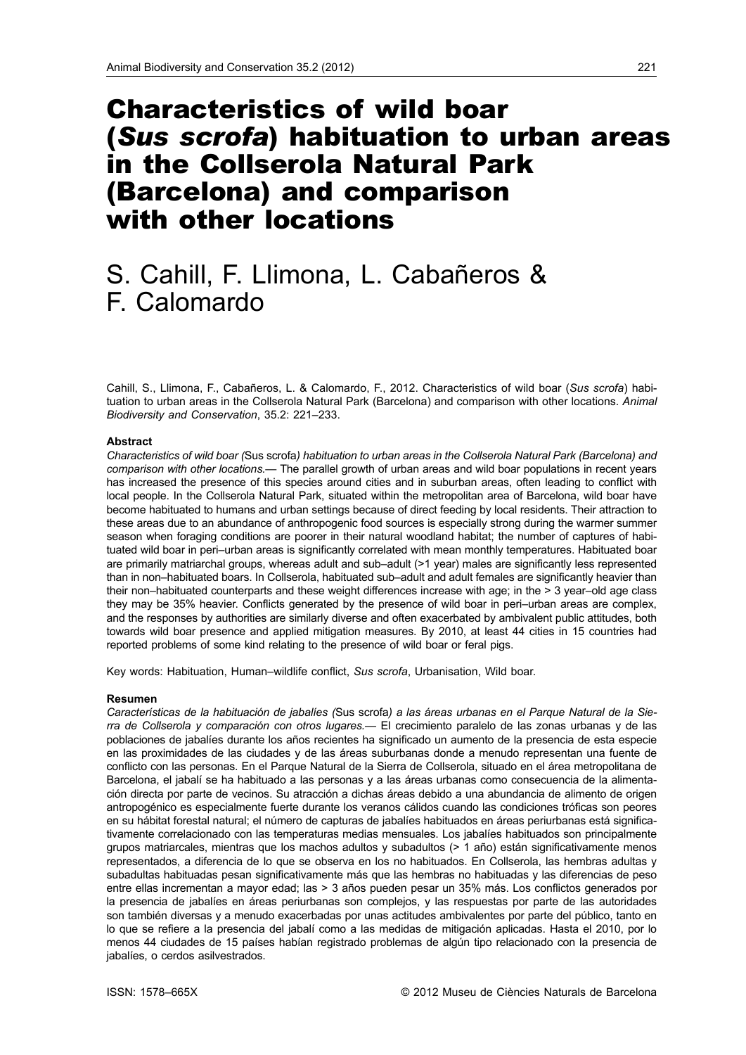# Characteristics of wild boar (*Sus scrofa*) habituation to urban areas in the Collserola Natural Park (Barcelona) and comparison with other locations

S. Cahill, F. Llimona, L. Cabañeros & F. Calomardo

Cahill, S., Llimona, F., Cabañeros, L. & Calomardo, F., 2012. Characteristics of wild boar (*Sus scrofa*) habituation to urban areas in the Collserola Natural Park (Barcelona) and comparison with other locations. *Animal Biodiversity and Conservation*, 35.2: 221–233.

## Abstract

*Characteristics of wild boar (*Sus scrofa*) habituation to urban areas in the Collserola Natural Park (Barcelona) and comparison with other locations.*— The parallel growth of urban areas and wild boar populations in recent years has increased the presence of this species around cities and in suburban areas, often leading to conflict with local people. In the Collserola Natural Park, situated within the metropolitan area of Barcelona, wild boar have become habituated to humans and urban settings because of direct feeding by local residents. Their attraction to these areas due to an abundance of anthropogenic food sources is especially strong during the warmer summer season when foraging conditions are poorer in their natural woodland habitat; the number of captures of habituated wild boar in peri–urban areas is significantly correlated with mean monthly temperatures. Habituated boar are primarily matriarchal groups, whereas adult and sub–adult (>1 year) males are significantly less represented than in non–habituated boars. In Collserola, habituated sub–adult and adult females are significantly heavier than their non–habituated counterparts and these weight differences increase with age; in the > 3 year–old age class they may be 35% heavier. Conflicts generated by the presence of wild boar in peri–urban areas are complex, and the responses by authorities are similarly diverse and often exacerbated by ambivalent public attitudes, both towards wild boar presence and applied mitigation measures. By 2010, at least 44 cities in 15 countries had reported problems of some kind relating to the presence of wild boar or feral pigs.

Key words: Habituation, Human–wildlife conflict, *Sus scrofa*, Urbanisation, Wild boar.

## Resumen

*Características de la habituación de jabalíes (*Sus scrofa*) a las áreas urbanas en el Parque Natural de la Sierra de Collserola y comparación con otros lugares.*— El crecimiento paralelo de las zonas urbanas y de las poblaciones de jabalíes durante los años recientes ha significado un aumento de la presencia de esta especie en las proximidades de las ciudades y de las áreas suburbanas donde a menudo representan una fuente de conflicto con las personas. En el Parque Natural de la Sierra de Collserola, situado en el área metropolitana de Barcelona, el jabalí se ha habituado a las personas y a las áreas urbanas como consecuencia de la alimentación directa por parte de vecinos. Su atracción a dichas áreas debido a una abundancia de alimento de origen antropogénico es especialmente fuerte durante los veranos cálidos cuando las condiciones tróficas son peores en su hábitat forestal natural; el número de capturas de jabalíes habituados en áreas periurbanas está significativamente correlacionado con las temperaturas medias mensuales. Los jabalíes habituados son principalmente grupos matriarcales, mientras que los machos adultos y subadultos (> 1 año) están significativamente menos representados, a diferencia de lo que se observa en los no habituados. En Collserola, las hembras adultas y subadultas habituadas pesan significativamente más que las hembras no habituadas y las diferencias de peso entre ellas incrementan a mayor edad; las > 3 años pueden pesar un 35% más. Los conflictos generados por la presencia de jabalíes en áreas periurbanas son complejos, y las respuestas por parte de las autoridades son también diversas y a menudo exacerbadas por unas actitudes ambivalentes por parte del público, tanto en lo que se refiere a la presencia del jabalí como a las medidas de mitigación aplicadas. Hasta el 2010, por lo menos 44 ciudades de 15 países habían registrado problemas de algún tipo relacionado con la presencia de jabalíes, o cerdos asilvestrados.

ISSN: 1578–665X © 2012 Museu de Ciències Naturals de Barcelona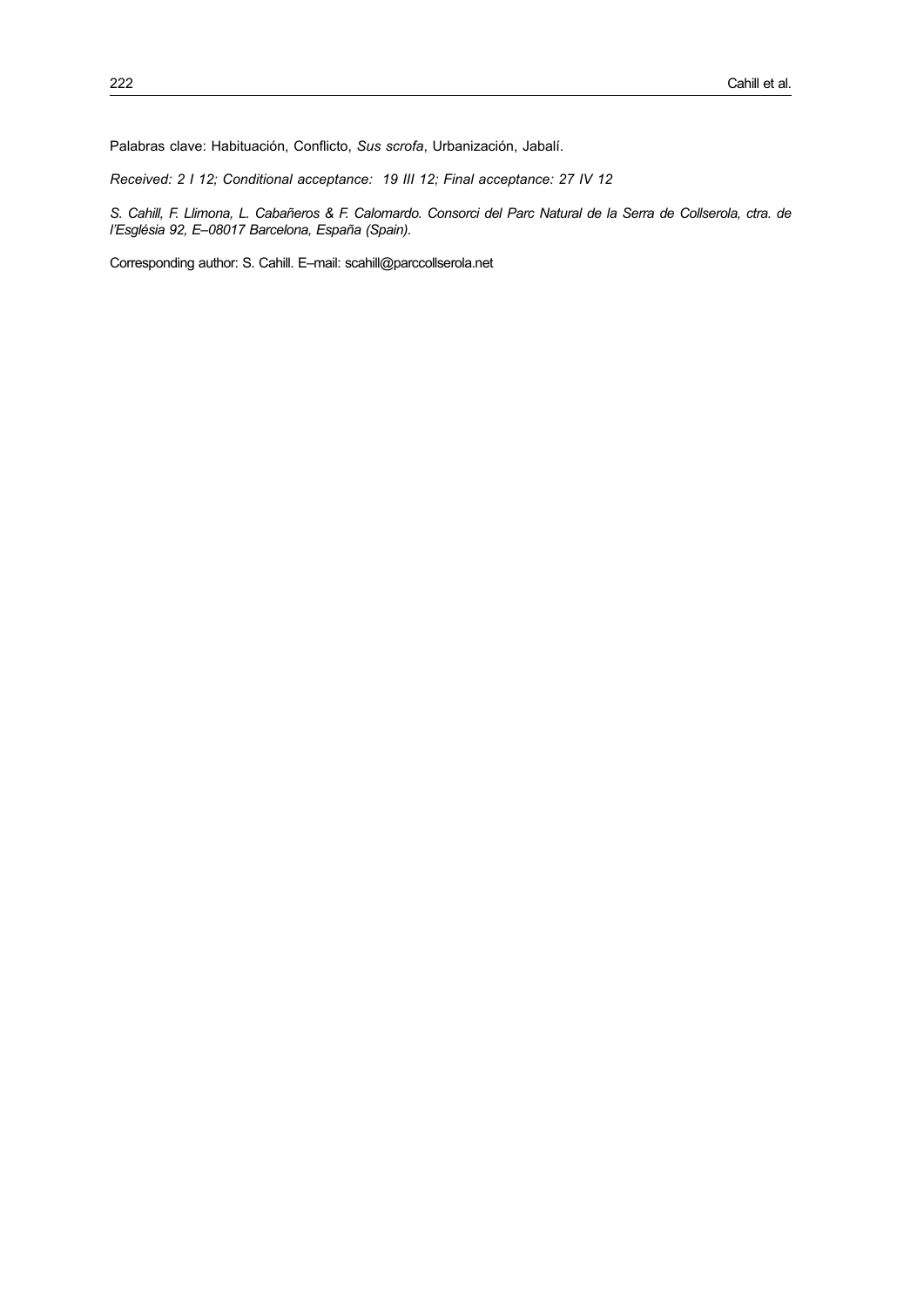Palabras clave: Habituación, Conflicto, *Sus scrofa*, Urbanización, Jabalí.

*Received: 2 I 12; Conditional acceptance: 19 III 12; Final acceptance: 27 IV 12*

*S. Cahill, F. Llimona, L. Cabañeros & F. Calomardo. Consorci del Parc Natural de la Serra de Collserola, ctra. de l'Església 92, E–08017 Barcelona, España (Spain).*

Corresponding author: S. Cahill. E–mail: scahill@parccollserola.net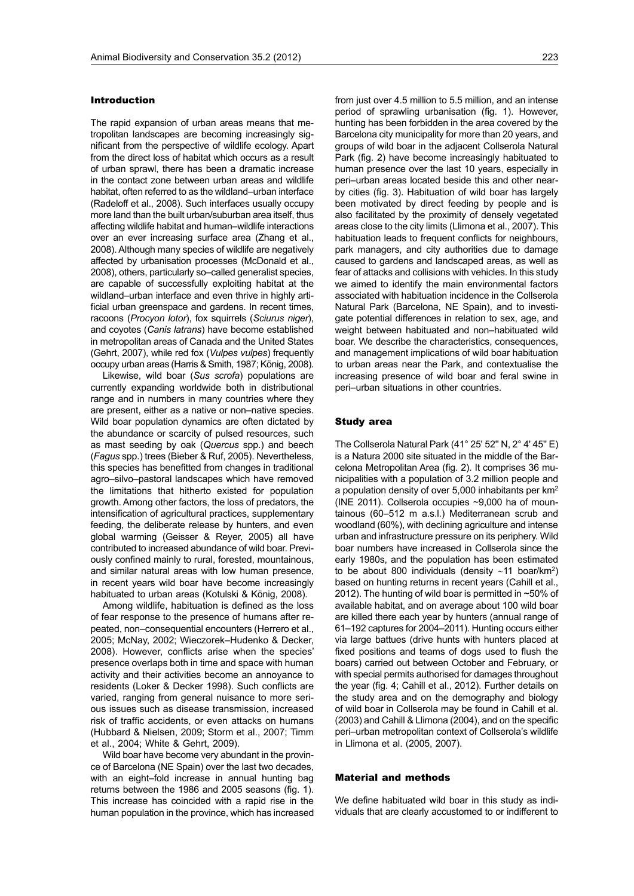## Introduction

The rapid expansion of urban areas means that metropolitan landscapes are becoming increasingly significant from the perspective of wildlife ecology. Apart from the direct loss of habitat which occurs as a result of urban sprawl, there has been a dramatic increase in the contact zone between urban areas and wildlife habitat, often referred to as the wildland–urban interface (Radeloff et al., 2008). Such interfaces usually occupy more land than the built urban/suburban area itself, thus affecting wildlife habitat and human–wildlife interactions over an ever increasing surface area (Zhang et al., 2008). Although many species of wildlife are negatively affected by urbanisation processes (McDonald et al., 2008), others, particularly so–called generalist species, are capable of successfully exploiting habitat at the wildland–urban interface and even thrive in highly artificial urban greenspace and gardens. In recent times, racoons (*Procyon lotor*), fox squirrels (*Sciurus niger*), and coyotes (*Canis latrans*) have become established in metropolitan areas of Canada and the United States (Gehrt, 2007), while red fox (*Vulpes vulpes*) frequently occupy urban areas (Harris & Smith, 1987; König, 2008).

Likewise, wild boar (*Sus scrofa*) populations are currently expanding worldwide both in distributional range and in numbers in many countries where they are present, either as a native or non–native species. Wild boar population dynamics are often dictated by the abundance or scarcity of pulsed resources, such as mast seeding by oak (*Quercus* spp.) and beech (*Fagus* spp.) trees (Bieber & Ruf, 2005). Nevertheless, this species has benefitted from changes in traditional agro–silvo–pastoral landscapes which have removed the limitations that hitherto existed for population growth. Among other factors, the loss of predators, the intensification of agricultural practices, supplementary feeding, the deliberate release by hunters, and even global warming (Geisser & Reyer, 2005) all have contributed to increased abundance of wild boar. Previously confined mainly to rural, forested, mountainous, and similar natural areas with low human presence, in recent years wild boar have become increasingly habituated to urban areas (Kotulski & König, 2008).

Among wildlife, habituation is defined as the loss of fear response to the presence of humans after repeated, non–consequential encounters (Herrero et al., 2005; McNay, 2002; Wieczorek–Hudenko & Decker, 2008). However, conflicts arise when the species' presence overlaps both in time and space with human activity and their activities become an annoyance to residents (Loker & Decker 1998). Such conflicts are varied, ranging from general nuisance to more serious issues such as disease transmission, increased risk of traffic accidents, or even attacks on humans (Hubbard & Nielsen, 2009; Storm et al., 2007; Timm et al., 2004; White & Gehrt, 2009).

Wild boar have become very abundant in the province of Barcelona (NE Spain) over the last two decades, with an eight–fold increase in annual hunting bag returns between the 1986 and 2005 seasons (fig. 1). This increase has coincided with a rapid rise in the human population in the province, which has increased from just over 4.5 million to 5.5 million, and an intense period of sprawling urbanisation (fig. 1). However, hunting has been forbidden in the area covered by the Barcelona city municipality for more than 20 years, and groups of wild boar in the adjacent Collserola Natural Park (fig. 2) have become increasingly habituated to human presence over the last 10 years, especially in peri–urban areas located beside this and other nearby cities (fig. 3). Habituation of wild boar has largely been motivated by direct feeding by people and is also facilitated by the proximity of densely vegetated areas close to the city limits (Llimona et al., 2007). This habituation leads to frequent conflicts for neighbours, park managers, and city authorities due to damage caused to gardens and landscaped areas, as well as fear of attacks and collisions with vehicles. In this study we aimed to identify the main environmental factors associated with habituation incidence in the Collserola Natural Park (Barcelona, NE Spain), and to investigate potential differences in relation to sex, age, and weight between habituated and non–habituated wild boar. We describe the characteristics, consequences, and management implications of wild boar habituation to urban areas near the Park, and contextualise the increasing presence of wild boar and feral swine in peri–urban situations in other countries.

## Study area

The Collserola Natural Park (41° 25' 52'' N, 2° 4' 45'' E) is a Natura 2000 site situated in the middle of the Barcelona Metropolitan Area (fig. 2). It comprises 36 municipalities with a population of 3.2 million people and a population density of over 5,000 inhabitants per km$^2$ (INE 2011). Collserola occupies ~9,000 ha of mountainous (60–512 m a.s.l.) Mediterranean scrub and woodland (60%), with declining agriculture and intense urban and infrastructure pressure on its periphery. Wild boar numbers have increased in Collserola since the early 1980s, and the population has been estimated to be about 800 individuals (density ~11 boar/km$^2$) based on hunting returns in recent years (Cahill et al., 2012). The hunting of wild boar is permitted in ~50% of available habitat, and on average about 100 wild boar are killed there each year by hunters (annual range of 61–192 captures for 2004–2011). Hunting occurs either via large battues (drive hunts with hunters placed at fixed positions and teams of dogs used to flush the boars) carried out between October and February, or with special permits authorised for damages throughout the year (fig. 4; Cahill et al., 2012). Further details on the study area and on the demography and biology of wild boar in Collserola may be found in Cahill et al. (2003) and Cahill & Llimona (2004), and on the specific peri–urban metropolitan context of Collserola's wildlife in Llimona et al. (2005, 2007).

## Material and methods

We define habituated wild boar in this study as individuals that are clearly accustomed to or indifferent to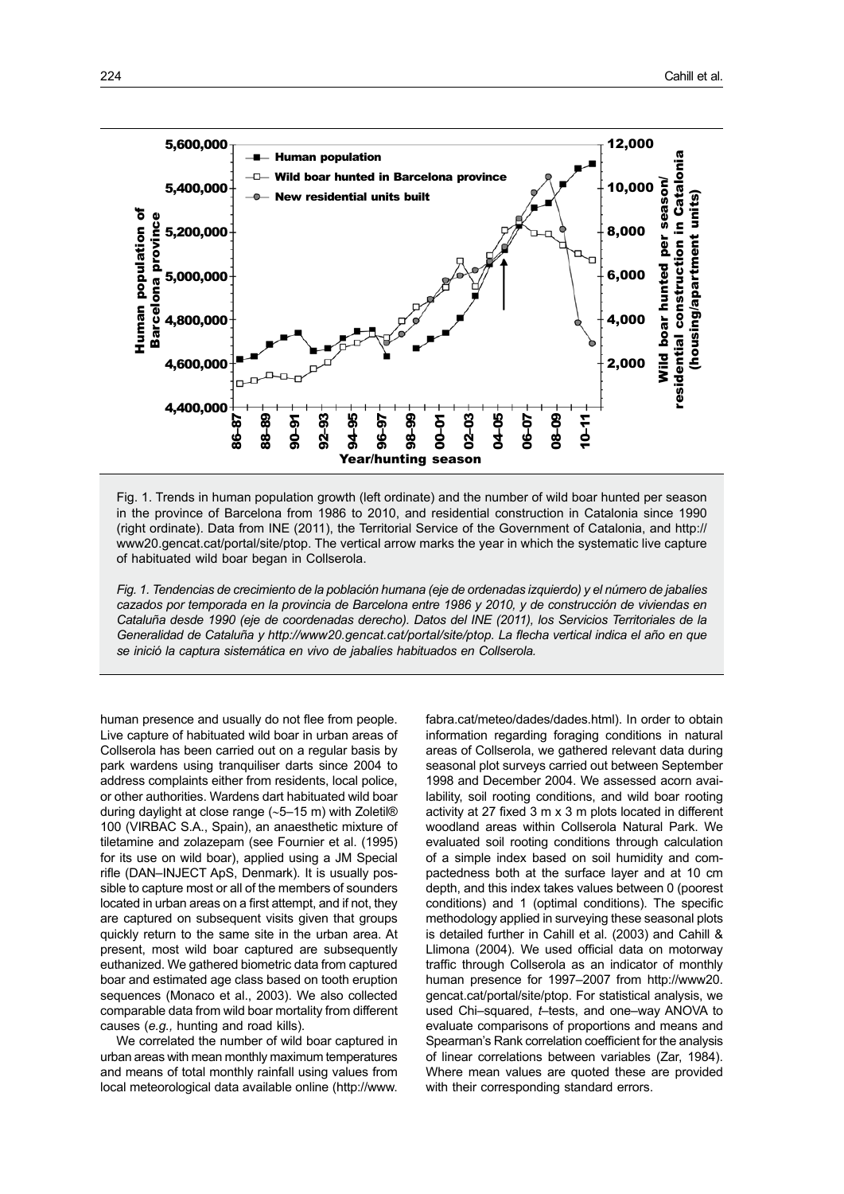Fig. 1. Trends in human population growth (left ordinate) and the number of wild boar hunted per season in the province of Barcelona from 1986 to 2010, and residential construction in Catalonia since 1990 (right ordinate). Data from INE (2011), the Territorial Service of the Government of Catalonia, and http://www20.gencat.cat/portal/site/ptop. The vertical arrow marks the year in which the systematic live capture of habituated wild boar began in Collserola.

*Fig. 1. Tendencias de crecimiento de la población humana (eje de ordenadas izquierdo) y el número de jabalíes cazados por temporada en la provincia de Barcelona entre 1986 y 2010, y de construcción de viviendas en Cataluña desde 1990 (eje de coordenadas derecho). Datos del INE (2011), los Servicios Territoriales de la Generalidad de Cataluña y http://www20.gencat.cat/portal/site/ptop. La flecha vertical indica el año en que se inició la captura sistemática en vivo de jabalíes habituados en Collserola.*

human presence and usually do not flee from people. Live capture of habituated wild boar in urban areas of Collserola has been carried out on a regular basis by park wardens using tranquiliser darts since 2004 to address complaints either from residents, local police, or other authorities. Wardens dart habituated wild boar during daylight at close range (~5–15 m) with Zoletil® 100 (VIRBAC S.A., Spain), an anaesthetic mixture of tiletamine and zolazepam (see Fournier et al. (1995) for its use on wild boar), applied using a JM Special rifle (DAN–INJECT ApS, Denmark). It is usually possible to capture most or all of the members of sounders located in urban areas on a first attempt, and if not, they are captured on subsequent visits given that groups quickly return to the same site in the urban area. At present, most wild boar captured are subsequently euthanized. We gathered biometric data from captured boar and estimated age class based on tooth eruption sequences (Monaco et al., 2003). We also collected comparable data from wild boar mortality from different causes (*e.g.,* hunting and road kills).

We correlated the number of wild boar captured in urban areas with mean monthly maximum temperatures and means of total monthly rainfall using values from local meteorological data available online (http://www.fabra.cat/meteo/dades/dades.html). In order to obtain information regarding foraging conditions in natural areas of Collserola, we gathered relevant data during seasonal plot surveys carried out between September 1998 and December 2004. We assessed acorn availability, soil rooting conditions, and wild boar rooting activity at 27 fixed 3 m x 3 m plots located in different woodland areas within Collserola Natural Park. We evaluated soil rooting conditions through calculation of a simple index based on soil humidity and compactedness both at the surface layer and at 10 cm depth, and this index takes values between 0 (poorest conditions) and 1 (optimal conditions). The specific methodology applied in surveying these seasonal plots is detailed further in Cahill et al. (2003) and Cahill & Llimona (2004). We used official data on motorway traffic through Collserola as an indicator of monthly human presence for 1997–2007 from http://www20.gencat.cat/portal/site/ptop. For statistical analysis, we used Chi–squared, *t*–tests, and one–way ANOVA to evaluate comparisons of proportions and means and Spearman's Rank correlation coefficient for the analysis of linear correlations between variables (Zar, 1984). Where mean values are quoted these are provided with their corresponding standard errors.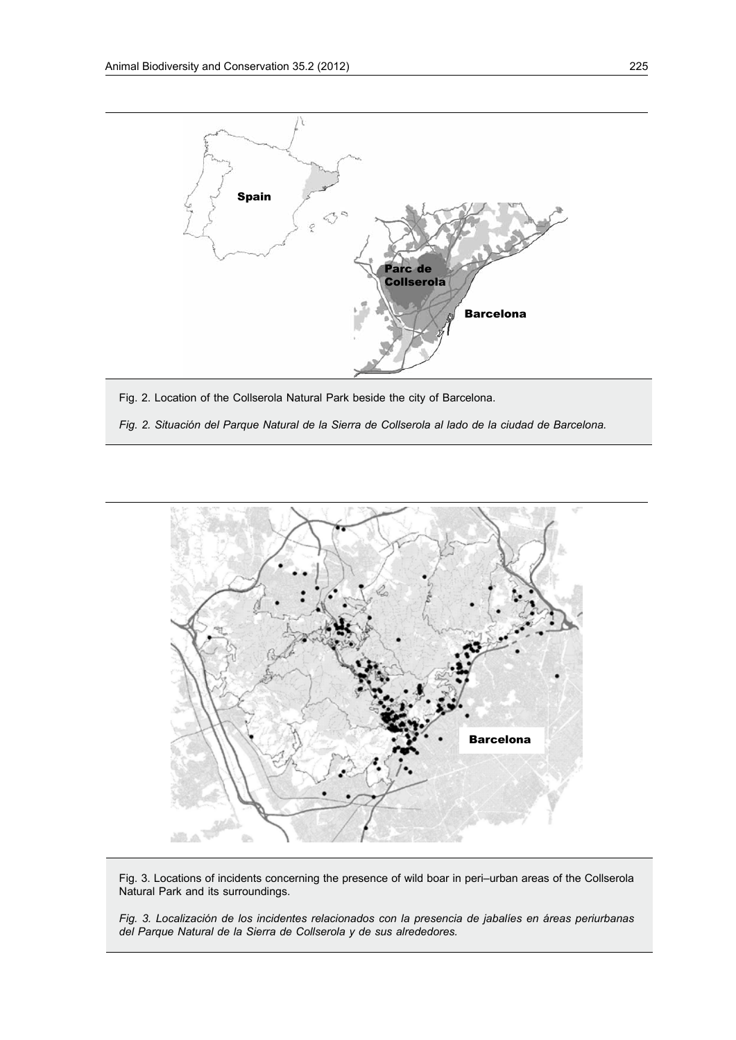Fig. 2. Location of the Collserola Natural Park beside the city of Barcelona.

*Fig. 2. Situación del Parque Natural de la Sierra de Collserola al lado de la ciudad de Barcelona.*

Fig. 3. Locations of incidents concerning the presence of wild boar in peri–urban areas of the Collserola Natural Park and its surroundings.

*Fig. 3. Localización de los incidentes relacionados con la presencia de jabalíes en áreas periurbanas del Parque Natural de la Sierra de Collserola y de sus alrededores.*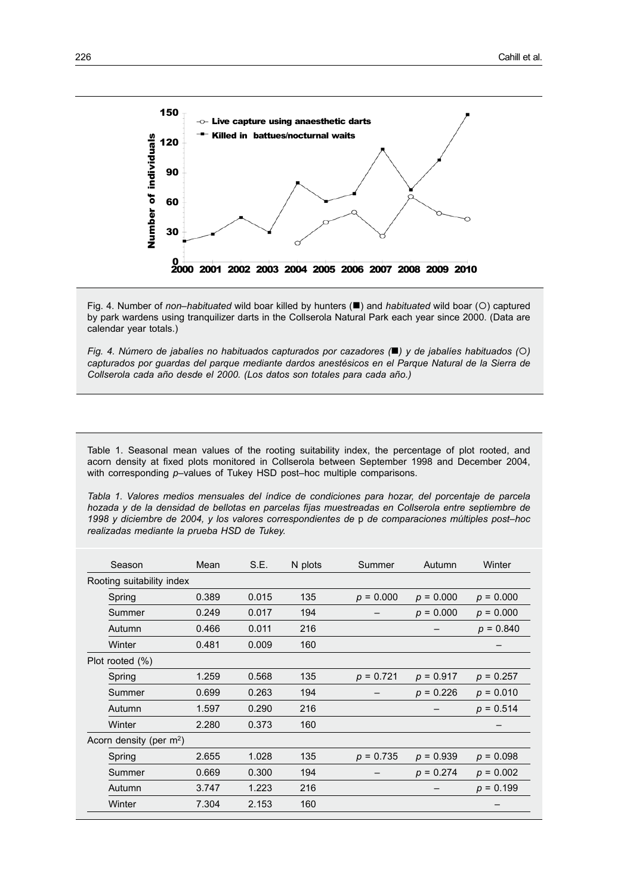Fig. 4. Number of *non–habituated* wild boar killed by hunters (■) and *habituated* wild boar (○) captured by park wardens using tranquilizer darts in the Collserola Natural Park each year since 2000. (Data are calendar year totals.)

*Fig. 4. Número de jabalíes no habituados capturados por cazadores (■) y de jabalíes habituados (○) capturados por guardas del parque mediante dardos anestésicos en el Parque Natural de la Sierra de Collserola cada año desde el 2000. (Los datos son totales para cada año.)*

Table 1. Seasonal mean values of the rooting suitability index, the percentage of plot rooted, and acorn density at fixed plots monitored in Collserola between September 1998 and December 2004, with corresponding *p*–values of Tukey HSD post–hoc multiple comparisons.

*Tabla 1. Valores medios mensuales del índice de condiciones para hozar, del porcentaje de parcela hozada y de la densidad de bellotas en parcelas fijas muestreadas en Collserola entre septiembre de 1998 y diciembre de 2004, y los valores correspondientes de* p *de comparaciones múltiples post–hoc realizadas mediante la prueba HSD de Tukey.*

| Season | Mean | S.E. | N plots | Summer | Autumn | Winter |
|---|---|---|---|---|---|---|
| **Rooting suitability index** | | | | | | |
| Spring | 0.389 | 0.015 | 135 | $p$ = 0.000 | $p$ = 0.000 | $p$ = 0.000 |
| Summer | 0.249 | 0.017 | 194 | – | $p$ = 0.000 | $p$ = 0.000 |
| Autumn | 0.466 | 0.011 | 216 | | – | $p$ = 0.840 |
| Winter | 0.481 | 0.009 | 160 | | | – |
| **Plot rooted (%)** | | | | | | |
| Spring | 1.259 | 0.568 | 135 | $p$ = 0.721 | $p$ = 0.917 | $p$ = 0.257 |
| Summer | 0.699 | 0.263 | 194 | – | $p$ = 0.226 | $p$ = 0.010 |
| Autumn | 1.597 | 0.290 | 216 | | – | $p$ = 0.514 |
| Winter | 2.280 | 0.373 | 160 | | | – |
| **Acorn density (per $m^2$)** | | | | | | |
| Spring | 2.655 | 1.028 | 135 | $p$ = 0.735 | $p$ = 0.939 | $p$ = 0.098 |
| Summer | 0.669 | 0.300 | 194 | – | $p$ = 0.274 | $p$ = 0.002 |
| Autumn | 3.747 | 1.223 | 216 | | – | $p$ = 0.199 |
| Winter | 7.304 | 2.153 | 160 | | | – |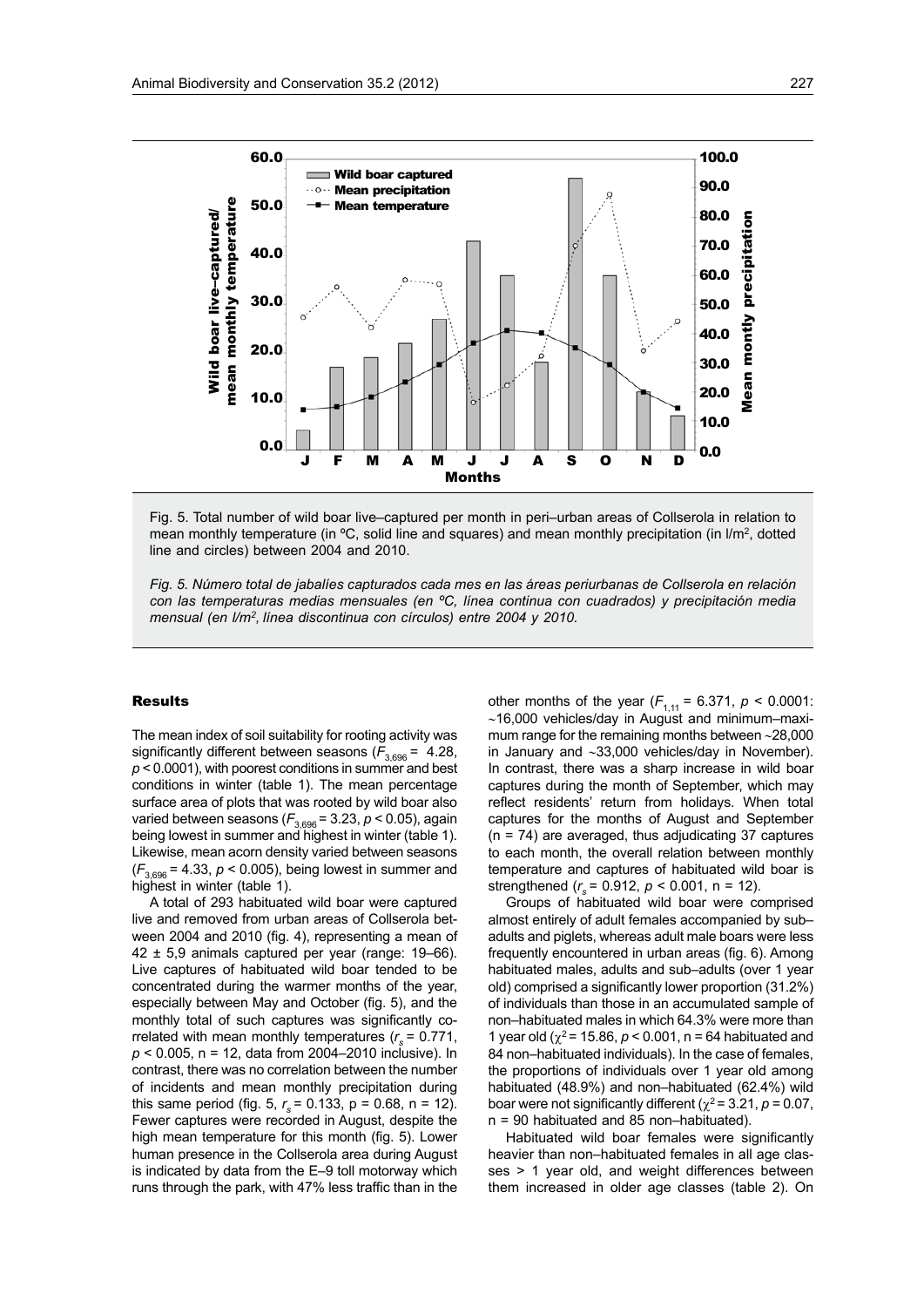Fig. 5. Total number of wild boar live–captured per month in peri–urban areas of Collserola in relation to mean monthly temperature (in ºC, solid line and squares) and mean monthly precipitation (in l/m$^2$, dotted line and circles) between 2004 and 2010.

*Fig. 5. Número total de jabalíes capturados cada mes en las áreas periurbanas de Collserola en relación con las temperaturas medias mensuales (en ºC, línea continua con cuadrados) y precipitación media mensual (en l/m$^2$, línea discontinua con círculos) entre 2004 y 2010.*

## Results

The mean index of soil suitability for rooting activity was significantly different between seasons ($F_{3,696}$ = 4.28, $p < 0.0001$), with poorest conditions in summer and best conditions in winter (table 1). The mean percentage surface area of plots that was rooted by wild boar also varied between seasons ($F_{3,696}$ = 3.23, $p < 0.05$), again being lowest in summer and highest in winter (table 1). Likewise, mean acorn density varied between seasons ($F_{3,696}$ = 4.33, $p < 0.005$), being lowest in summer and highest in winter (table 1).

A total of 293 habituated wild boar were captured live and removed from urban areas of Collserola between 2004 and 2010 (fig. 4), representing a mean of 42 ± 5,9 animals captured per year (range: 19–66). Live captures of habituated wild boar tended to be concentrated during the warmer months of the year, especially between May and October (fig. 5), and the monthly total of such captures was significantly correlated with mean monthly temperatures ($r_s$ = 0.771, $p < 0.005$, n = 12, data from 2004–2010 inclusive). In contrast, there was no correlation between the number of incidents and mean monthly precipitation during this same period (fig. 5, $r_s$ = 0.133, p = 0.68, n = 12). Fewer captures were recorded in August, despite the high mean temperature for this month (fig. 5). Lower human presence in the Collserola area during August is indicated by data from the E–9 toll motorway which runs through the park, with 47% less traffic than in the other months of the year ($F_{1,11}$ = 6.371, $p < 0.0001$: ~16,000 vehicles/day in August and minimum–maximum range for the remaining months between ~28,000 in January and ~33,000 vehicles/day in November). In contrast, there was a sharp increase in wild boar captures during the month of September, which may reflect residents' return from holidays. When total captures for the months of August and September (n = 74) are averaged, thus adjudicating 37 captures to each month, the overall relation between monthly temperature and captures of habituated wild boar is strengthened ($r_s$ = 0.912, $p < 0.001$, n = 12).

Groups of habituated wild boar were comprised almost entirely of adult females accompanied by sub–adults and piglets, whereas adult male boars were less frequently encountered in urban areas (fig. 6). Among habituated males, adults and sub–adults (over 1 year old) comprised a significantly lower proportion (31.2%) of individuals than those in an accumulated sample of non–habituated males in which 64.3% were more than 1 year old ($\chi^2$ = 15.86, $p < 0.001$, n = 64 habituated and 84 non–habituated individuals). In the case of females, the proportions of individuals over 1 year old among habituated (48.9%) and non–habituated (62.4%) wild boar were not significantly different ($\chi^2$ = 3.21, $p$ = 0.07, n = 90 habituated and 85 non–habituated).

Habituated wild boar females were significantly heavier than non–habituated females in all age classes > 1 year old, and weight differences between them increased in older age classes (table 2). On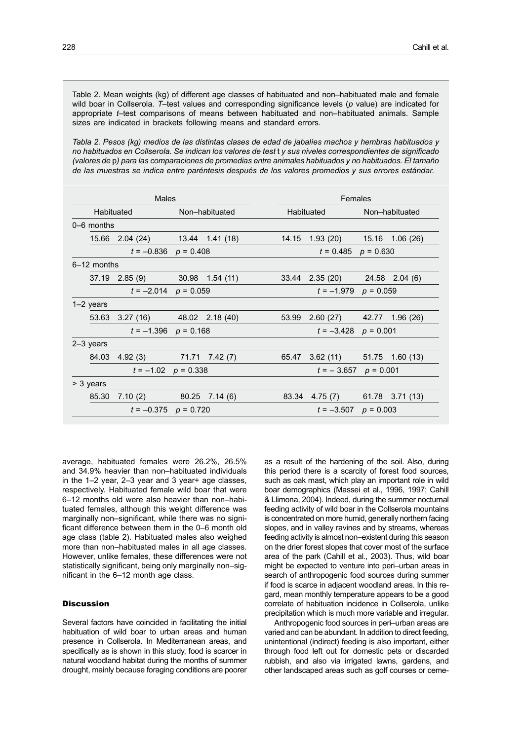Table 2. Mean weights (kg) of different age classes of habituated and non–habituated male and female wild boar in Collserola. *T*–test values and corresponding significance levels (*p* value) are indicated for appropriate *t*–test comparisons of means between habituated and non–habituated animals. Sample sizes are indicated in brackets following means and standard errors.

*Tabla 2. Pesos (kg) medios de las distintas clases de edad de jabalíes machos y hembras habituados y no habituados en Collserola. Se indican los valores de test* t *y sus niveles correspondientes de significado (valores de* p*) para las comparaciones de promedias entre animales habituados y no habituados. El tamaño de las muestras se indica entre paréntesis después de los valores promedios y sus errores estándar.*

| | Males | | | | Females | | | |
|---|---|---|---|---|---|---|---|---|
| | Habituated | | Non–habituated | | Habituated | | Non–habituated | |
| 0–6 months | | | | | | | | |
| | 15.66 | 2.04 (24) | 13.44 | 1.41 (18) | 14.15 | 1.93 (20) | 15.16 | 1.06 (26) |
| | | $t = -0.836$ | $p = 0.408$ | | | $t = 0.485$ | $p = 0.630$ | |
| 6–12 months | | | | | | | | |
| | 37.19 | 2.85 (9) | 30.98 | 1.54 (11) | 33.44 | 2.35 (20) | 24.58 | 2.04 (6) |
| | | $t = -2.014$ | $p = 0.059$ | | | $t = -1.979$ | $p = 0.059$ | |
| 1–2 years | | | | | | | | |
| | 53.63 | 3.27 (16) | 48.02 | 2.18 (40) | 53.99 | 2.60 (27) | 42.77 | 1.96 (26) |
| | | $t = -1.396$ | $p = 0.168$ | | | $t = -3.428$ | $p = 0.001$ | |
| 2–3 years | | | | | | | | |
| | 84.03 | 4.92 (3) | 71.71 | 7.42 (7) | 65.47 | 3.62 (11) | 51.75 | 1.60 (13) |
| | | $t = -1.02$ | $p = 0.338$ | | | $t = -3.657$ | $p = 0.001$ | |
| > 3 years | | | | | | | | |
| | 85.30 | 7.10 (2) | 80.25 | 7.14 (6) | 83.34 | 4.75 (7) | 61.78 | 3.71 (13) |
| | | $t = -0.375$ | $p = 0.720$ | | | $t = -3.507$ | $p = 0.003$ | |

average, habituated females were 26.2%, 26.5% and 34.9% heavier than non–habituated individuals in the 1–2 year, 2–3 year and 3 year+ age classes, respectively. Habituated female wild boar that were 6–12 months old were also heavier than non–habituated females, although this weight difference was marginally non–significant, while there was no significant difference between them in the 0–6 month old age class (table 2). Habituated males also weighed more than non–habituated males in all age classes. However, unlike females, these differences were not statistically significant, being only marginally non–significant in the 6–12 month age class.

## Discussion

Several factors have coincided in facilitating the initial habituation of wild boar to urban areas and human presence in Collserola. In Mediterranean areas, and specifically as is shown in this study, food is scarcer in natural woodland habitat during the months of summer drought, mainly because foraging conditions are poorer as a result of the hardening of the soil. Also, during this period there is a scarcity of forest food sources, such as oak mast, which play an important role in wild boar demographics (Massei et al., 1996, 1997; Cahill & Llimona, 2004). Indeed, during the summer nocturnal feeding activity of wild boar in the Collserola mountains is concentrated on more humid, generally northern facing slopes, and in valley ravines and by streams, whereas feeding activity is almost non–existent during this season on the drier forest slopes that cover most of the surface area of the park (Cahill et al., 2003). Thus, wild boar might be expected to venture into peri–urban areas in search of anthropogenic food sources during summer if food is scarce in adjacent woodland areas. In this regard, mean monthly temperature appears to be a good correlate of habituation incidence in Collserola, unlike precipitation which is much more variable and irregular.

Anthropogenic food sources in peri–urban areas are varied and can be abundant. In addition to direct feeding, unintentional (indirect) feeding is also important, either through food left out for domestic pets or discarded rubbish, and also via irrigated lawns, gardens, and other landscaped areas such as golf courses or ceme-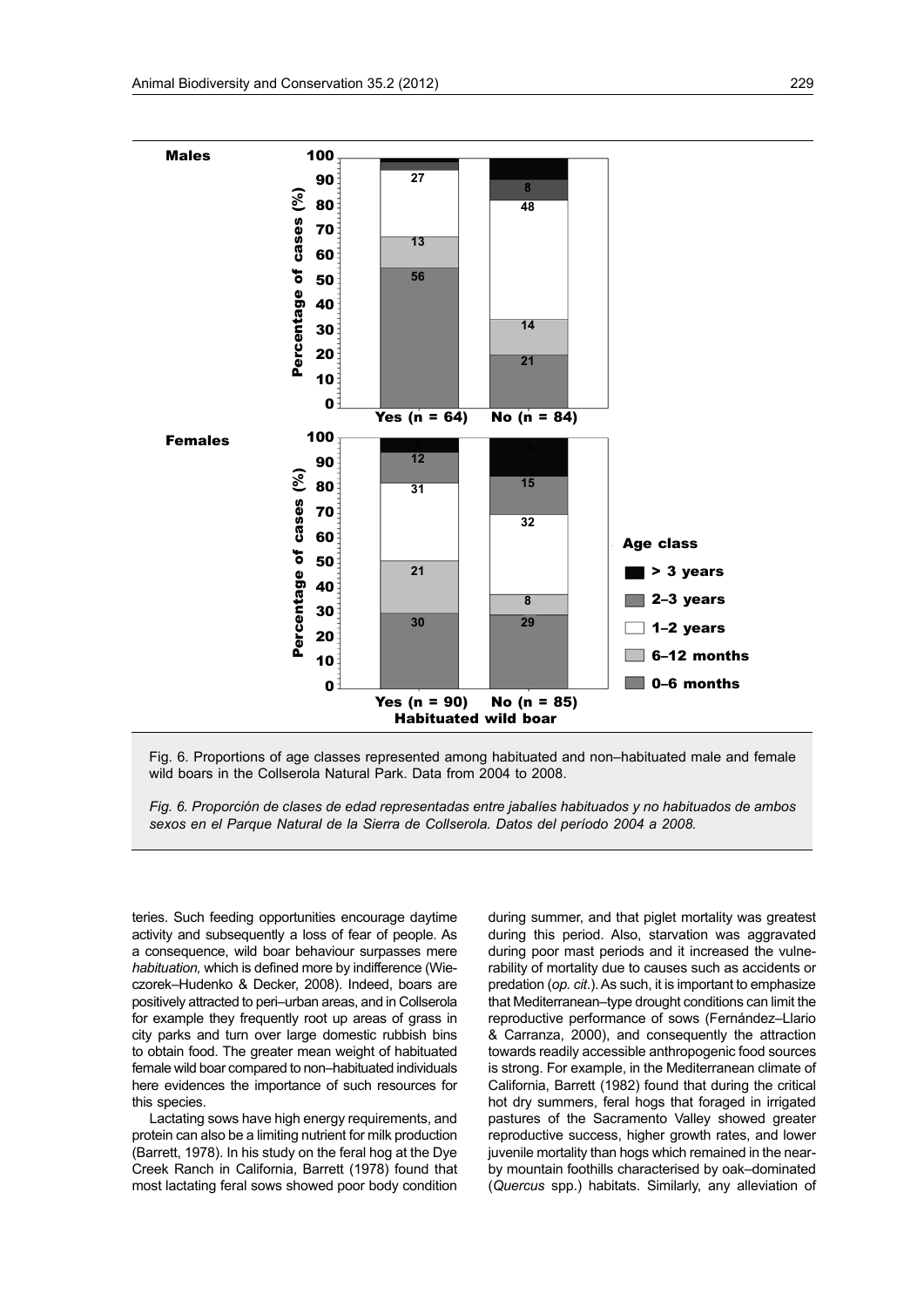Fig. 6. Proportions of age classes represented among habituated and non–habituated male and female wild boars in the Collserola Natural Park. Data from 2004 to 2008.

*Fig. 6. Proporción de clases de edad representadas entre jabalíes habituados y no habituados de ambos sexos en el Parque Natural de la Sierra de Collserola. Datos del período 2004 a 2008.*

teries. Such feeding opportunities encourage daytime activity and subsequently a loss of fear of people. As a consequence, wild boar behaviour surpasses mere *habituation,* which is defined more by indifference (Wieczorek–Hudenko & Decker, 2008). Indeed, boars are positively attracted to peri–urban areas, and in Collserola for example they frequently root up areas of grass in city parks and turn over large domestic rubbish bins to obtain food. The greater mean weight of habituated female wild boar compared to non–habituated individuals here evidences the importance of such resources for this species.

Lactating sows have high energy requirements, and protein can also be a limiting nutrient for milk production (Barrett, 1978). In his study on the feral hog at the Dye Creek Ranch in California, Barrett (1978) found that most lactating feral sows showed poor body condition during summer, and that piglet mortality was greatest during this period. Also, starvation was aggravated during poor mast periods and it increased the vulnerability of mortality due to causes such as accidents or predation (*op. cit.*). As such, it is important to emphasize that Mediterranean–type drought conditions can limit the reproductive performance of sows (Fernández–Llario & Carranza, 2000), and consequently the attraction towards readily accessible anthropogenic food sources is strong. For example, in the Mediterranean climate of California, Barrett (1982) found that during the critical hot dry summers, feral hogs that foraged in irrigated pastures of the Sacramento Valley showed greater reproductive success, higher growth rates, and lower juvenile mortality than hogs which remained in the nearby mountain foothills characterised by oak–dominated (*Quercus* spp.) habitats. Similarly, any alleviation of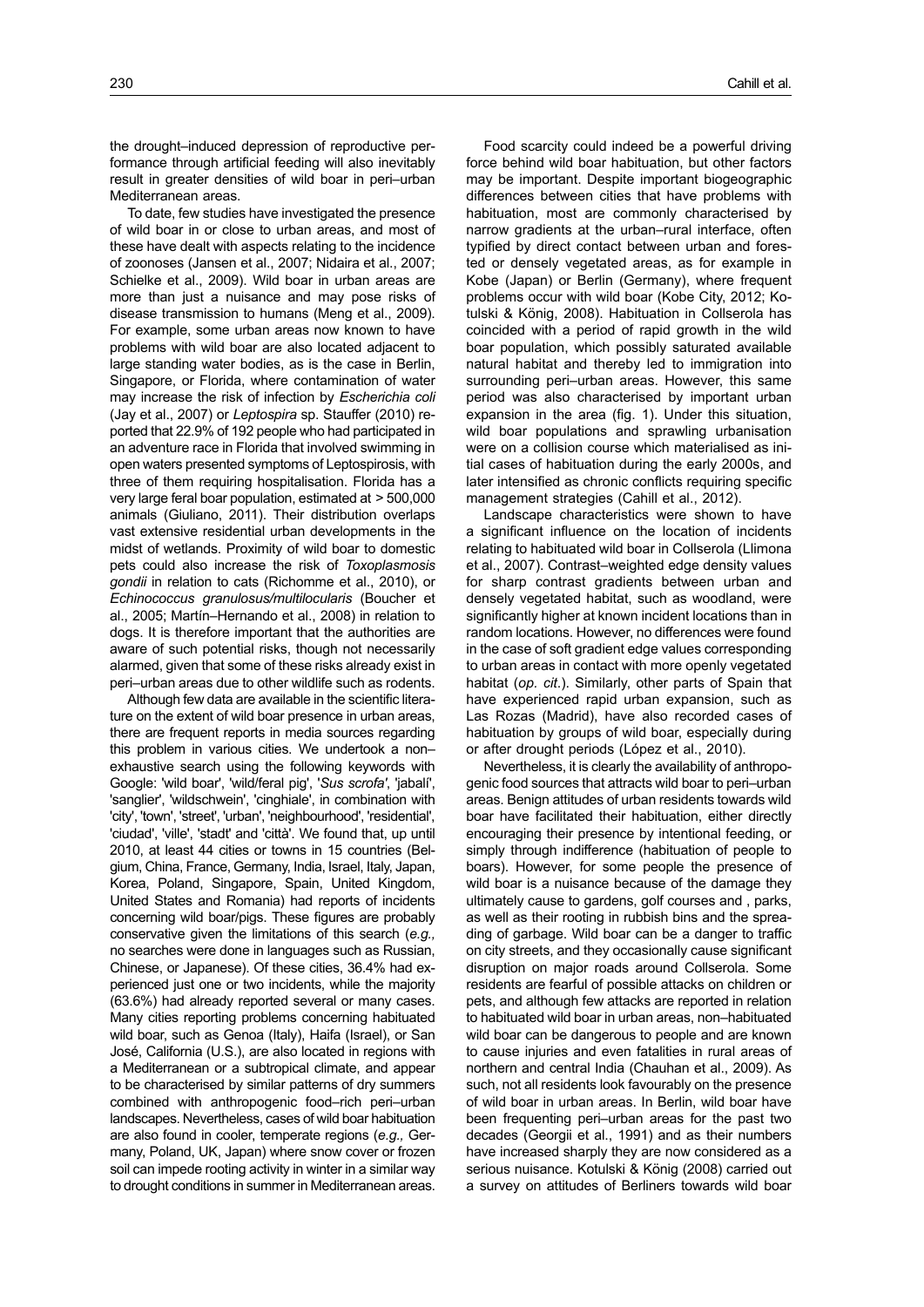the drought–induced depression of reproductive performance through artificial feeding will also inevitably result in greater densities of wild boar in peri–urban Mediterranean areas.

To date, few studies have investigated the presence of wild boar in or close to urban areas, and most of these have dealt with aspects relating to the incidence of zoonoses (Jansen et al., 2007; Nidaira et al., 2007; Schielke et al., 2009). Wild boar in urban areas are more than just a nuisance and may pose risks of disease transmission to humans (Meng et al., 2009). For example, some urban areas now known to have problems with wild boar are also located adjacent to large standing water bodies, as is the case in Berlin, Singapore, or Florida, where contamination of water may increase the risk of infection by *Escherichia coli* (Jay et al., 2007) or *Leptospira* sp. Stauffer (2010) reported that 22.9% of 192 people who had participated in an adventure race in Florida that involved swimming in open waters presented symptoms of Leptospirosis, with three of them requiring hospitalisation. Florida has a very large feral boar population, estimated at > 500,000 animals (Giuliano, 2011). Their distribution overlaps vast extensive residential urban developments in the midst of wetlands. Proximity of wild boar to domestic pets could also increase the risk of *Toxoplasmosis gondii* in relation to cats (Richomme et al., 2010), or *Echinococcus granulosus/multilocularis* (Boucher et al., 2005; Martín–Hernando et al., 2008) in relation to dogs. It is therefore important that the authorities are aware of such potential risks, though not necessarily alarmed, given that some of these risks already exist in peri–urban areas due to other wildlife such as rodents.

Although few data are available in the scientific literature on the extent of wild boar presence in urban areas, there are frequent reports in media sources regarding this problem in various cities. We undertook a non–exhaustive search using the following keywords with Google: 'wild boar', 'wild/feral pig', '*Sus scrofa*', 'jabalí', 'sanglier', 'wildschwein', 'cinghiale', in combination with 'city', 'town', 'street', 'urban', 'neighbourhood', 'residential', 'ciudad', 'ville', 'stadt' and 'città'. We found that, up until 2010, at least 44 cities or towns in 15 countries (Belgium, China, France, Germany, India, Israel, Italy, Japan, Korea, Poland, Singapore, Spain, United Kingdom, United States and Romania) had reports of incidents concerning wild boar/pigs. These figures are probably conservative given the limitations of this search (*e.g.,* no searches were done in languages such as Russian, Chinese, or Japanese). Of these cities, 36.4% had experienced just one or two incidents, while the majority (63.6%) had already reported several or many cases. Many cities reporting problems concerning habituated wild boar, such as Genoa (Italy), Haifa (Israel), or San José, California (U.S.), are also located in regions with a Mediterranean or a subtropical climate, and appear to be characterised by similar patterns of dry summers combined with anthropogenic food–rich peri–urban landscapes. Nevertheless, cases of wild boar habituation are also found in cooler, temperate regions (*e.g.,* Germany, Poland, UK, Japan) where snow cover or frozen soil can impede rooting activity in winter in a similar way to drought conditions in summer in Mediterranean areas.

Food scarcity could indeed be a powerful driving force behind wild boar habituation, but other factors may be important. Despite important biogeographic differences between cities that have problems with habituation, most are commonly characterised by narrow gradients at the urban–rural interface, often typified by direct contact between urban and forested or densely vegetated areas, as for example in Kobe (Japan) or Berlin (Germany), where frequent problems occur with wild boar (Kobe City, 2012; Kotulski & König, 2008). Habituation in Collserola has coincided with a period of rapid growth in the wild boar population, which possibly saturated available natural habitat and thereby led to immigration into surrounding peri–urban areas. However, this same period was also characterised by important urban expansion in the area (fig. 1). Under this situation, wild boar populations and sprawling urbanisation were on a collision course which materialised as initial cases of habituation during the early 2000s, and later intensified as chronic conflicts requiring specific management strategies (Cahill et al., 2012).

Landscape characteristics were shown to have a significant influence on the location of incidents relating to habituated wild boar in Collserola (Llimona et al., 2007). Contrast–weighted edge density values for sharp contrast gradients between urban and densely vegetated habitat, such as woodland, were significantly higher at known incident locations than in random locations. However, no differences were found in the case of soft gradient edge values corresponding to urban areas in contact with more openly vegetated habitat (*op. cit.*). Similarly, other parts of Spain that have experienced rapid urban expansion, such as Las Rozas (Madrid), have also recorded cases of habituation by groups of wild boar, especially during or after drought periods (López et al., 2010).

Nevertheless, it is clearly the availability of anthropogenic food sources that attracts wild boar to peri–urban areas. Benign attitudes of urban residents towards wild boar have facilitated their habituation, either directly encouraging their presence by intentional feeding, or simply through indifference (habituation of people to boars). However, for some people the presence of wild boar is a nuisance because of the damage they ultimately cause to gardens, golf courses and , parks, as well as their rooting in rubbish bins and the spreading of garbage. Wild boar can be a danger to traffic on city streets, and they occasionally cause significant disruption on major roads around Collserola. Some residents are fearful of possible attacks on children or pets, and although few attacks are reported in relation to habituated wild boar in urban areas, non–habituated wild boar can be dangerous to people and are known to cause injuries and even fatalities in rural areas of northern and central India (Chauhan et al., 2009). As such, not all residents look favourably on the presence of wild boar in urban areas. In Berlin, wild boar have been frequenting peri–urban areas for the past two decades (Georgii et al., 1991) and as their numbers have increased sharply they are now considered as a serious nuisance. Kotulski & König (2008) carried out a survey on attitudes of Berliners towards wild boar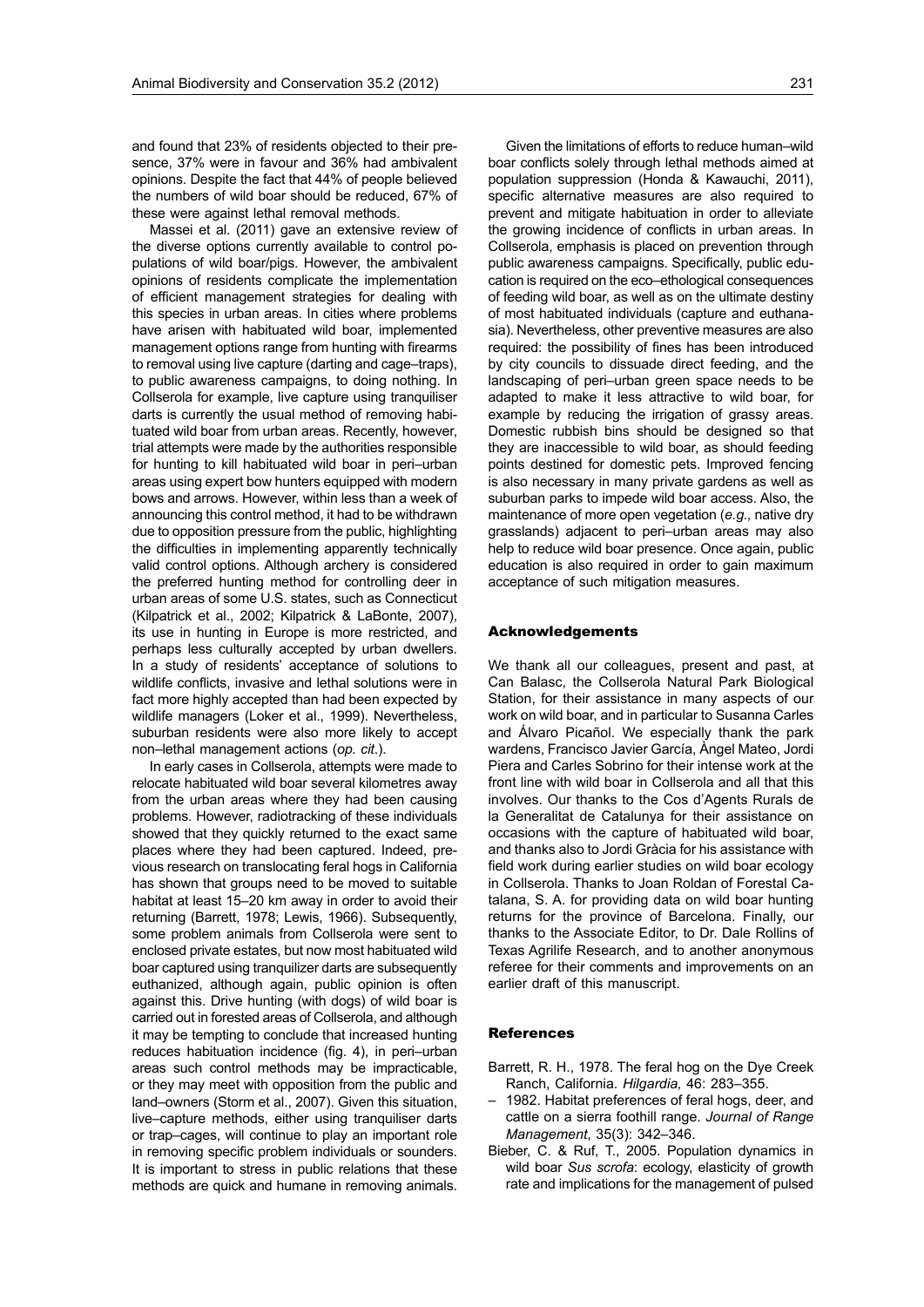and found that 23% of residents objected to their presence, 37% were in favour and 36% had ambivalent opinions. Despite the fact that 44% of people believed the numbers of wild boar should be reduced, 67% of these were against lethal removal methods.

Massei et al. (2011) gave an extensive review of the diverse options currently available to control populations of wild boar/pigs. However, the ambivalent opinions of residents complicate the implementation of efficient management strategies for dealing with this species in urban areas. In cities where problems have arisen with habituated wild boar, implemented management options range from hunting with firearms to removal using live capture (darting and cage–traps), to public awareness campaigns, to doing nothing. In Collserola for example, live capture using tranquiliser darts is currently the usual method of removing habituated wild boar from urban areas. Recently, however, trial attempts were made by the authorities responsible for hunting to kill habituated wild boar in peri–urban areas using expert bow hunters equipped with modern bows and arrows. However, within less than a week of announcing this control method, it had to be withdrawn due to opposition pressure from the public, highlighting the difficulties in implementing apparently technically valid control options. Although archery is considered the preferred hunting method for controlling deer in urban areas of some U.S. states, such as Connecticut (Kilpatrick et al., 2002; Kilpatrick & LaBonte, 2007), its use in hunting in Europe is more restricted, and perhaps less culturally accepted by urban dwellers. In a study of residents' acceptance of solutions to wildlife conflicts, invasive and lethal solutions were in fact more highly accepted than had been expected by wildlife managers (Loker et al., 1999). Nevertheless, suburban residents were also more likely to accept non–lethal management actions (*op. cit*.).

In early cases in Collserola, attempts were made to relocate habituated wild boar several kilometres away from the urban areas where they had been causing problems. However, radiotracking of these individuals showed that they quickly returned to the exact same places where they had been captured. Indeed, previous research on translocating feral hogs in California has shown that groups need to be moved to suitable habitat at least 15–20 km away in order to avoid their returning (Barrett, 1978; Lewis, 1966). Subsequently, some problem animals from Collserola were sent to enclosed private estates, but now most habituated wild boar captured using tranquilizer darts are subsequently euthanized, although again, public opinion is often against this. Drive hunting (with dogs) of wild boar is carried out in forested areas of Collserola, and although it may be tempting to conclude that increased hunting reduces habituation incidence (fig. 4), in peri–urban areas such control methods may be impracticable, or they may meet with opposition from the public and land–owners (Storm et al., 2007). Given this situation, live–capture methods, either using tranquiliser darts or trap–cages, will continue to play an important role in removing specific problem individuals or sounders. It is important to stress in public relations that these methods are quick and humane in removing animals.

Given the limitations of efforts to reduce human–wild boar conflicts solely through lethal methods aimed at population suppression (Honda & Kawauchi, 2011), specific alternative measures are also required to prevent and mitigate habituation in order to alleviate the growing incidence of conflicts in urban areas. In Collserola, emphasis is placed on prevention through public awareness campaigns. Specifically, public education is required on the eco–ethological consequences of feeding wild boar, as well as on the ultimate destiny of most habituated individuals (capture and euthanasia). Nevertheless, other preventive measures are also required: the possibility of fines has been introduced by city councils to dissuade direct feeding, and the landscaping of peri–urban green space needs to be adapted to make it less attractive to wild boar, for example by reducing the irrigation of grassy areas. Domestic rubbish bins should be designed so that they are inaccessible to wild boar, as should feeding points destined for domestic pets. Improved fencing is also necessary in many private gardens as well as suburban parks to impede wild boar access. Also, the maintenance of more open vegetation (*e.g.,* native dry grasslands) adjacent to peri–urban areas may also help to reduce wild boar presence. Once again, public education is also required in order to gain maximum acceptance of such mitigation measures.

## Acknowledgements

We thank all our colleagues, present and past, at Can Balasc, the Collserola Natural Park Biological Station, for their assistance in many aspects of our work on wild boar, and in particular to Susanna Carles and Álvaro Picañol. We especially thank the park wardens, Francisco Javier García, Àngel Mateo, Jordi Piera and Carles Sobrino for their intense work at the front line with wild boar in Collserola and all that this involves. Our thanks to the Cos d'Agents Rurals de la Generalitat de Catalunya for their assistance on occasions with the capture of habituated wild boar, and thanks also to Jordi Gràcia for his assistance with field work during earlier studies on wild boar ecology in Collserola. Thanks to Joan Roldan of Forestal Catalana, S. A. for providing data on wild boar hunting returns for the province of Barcelona. Finally, our thanks to the Associate Editor, to Dr. Dale Rollins of Texas Agrilife Research, and to another anonymous referee for their comments and improvements on an earlier draft of this manuscript.

## References

Barrett, R. H., 1978. The feral hog on the Dye Creek Ranch, California. *Hilgardia,* 46: 283–355.

– 1982. Habitat preferences of feral hogs, deer, and cattle on a sierra foothill range. *Journal of Range Management*, 35(3): 342–346.

Bieber, C. & Ruf, T., 2005. Population dynamics in wild boar *Sus scrofa*: ecology, elasticity of growth rate and implications for the management of pulsed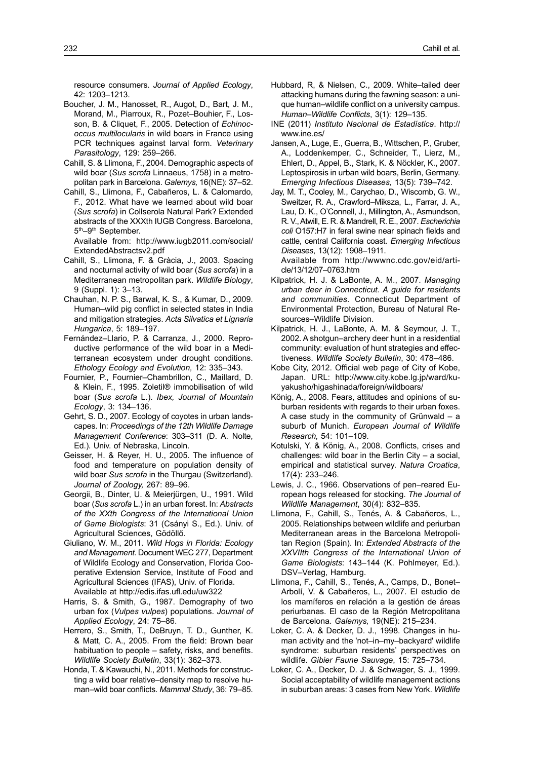resource consumers. *Journal of Applied Ecology*, 42: 1203–1213.

Boucher, J. M., Hanosset, R., Augot, D., Bart, J. M., Morand, M., Piarroux, R., Pozet–Bouhier, F., Losson, B. & Cliquet, F., 2005. Detection of *Echinococcus multilocularis* in wild boars in France using PCR techniques against larval form. *Veterinary Parasitology*, 129: 259–266.

Cahill, S. & Llimona, F., 2004. Demographic aspects of wild boar (*Sus scrofa* Linnaeus, 1758) in a metropolitan park in Barcelona. *Galemys,* 16(NE): 37–52.

Cahill, S., Llimona, F., Cabañeros, L. & Calomardo, F., 2012. What have we learned about wild boar (*Sus scrofa*) in Collserola Natural Park? Extended abstracts of the XXXth IUGB Congress. Barcelona, 5th–9th September.
Available from: http://www.iugb2011.com/social/ExtendedAbstractsv2.pdf

Cahill, S., Llimona, F. & Gràcia, J., 2003. Spacing and nocturnal activity of wild boar (*Sus scrofa*) in a Mediterranean metropolitan park. *Wildlife Biology*, 9 (Suppl. 1): 3–13.

Chauhan, N. P. S., Barwal, K. S., & Kumar, D., 2009. Human–wild pig conflict in selected states in India and mitigation strategies. *Acta Silvatica et Lignaria Hungarica*, 5: 189–197.

Fernández–Llario, P. & Carranza, J., 2000. Reproductive performance of the wild boar in a Mediterranean ecosystem under drought conditions. *Ethology Ecology and Evolution,* 12: 335–343.

Fournier, P., Fournier–Chambrillon, C., Maillard, D. & Klein, F., 1995. Zoletil® immobilisation of wild boar (*Sus scrofa* L.). *Ibex, Journal of Mountain Ecology*, 3: 134–136.

Gehrt, S. D., 2007. Ecology of coyotes in urban landscapes. In: *Proceedings of the 12th Wildlife Damage Management Conference*: 303–311 (D. A. Nolte, Ed.). Univ. of Nebraska, Lincoln.

Geisser, H. & Reyer, H. U., 2005. The influence of food and temperature on population density of wild boar *Sus scrofa* in the Thurgau (Switzerland). *Journal of Zoology,* 267: 89–96.

Georgii, B., Dinter, U. & Meierjürgen, U., 1991. Wild boar (*Sus scrofa* L.) in an urban forest. In: *Abstracts of the XXth Congress of the International Union of Game Biologists*: 31 (Csányi S., Ed.). Univ. of Agricultural Sciences, Gödöllő.

Giuliano, W. M., 2011. *Wild Hogs in Florida: Ecology and Management*. Document WEC 277, Department of Wildlife Ecology and Conservation, Florida Cooperative Extension Service, Institute of Food and Agricultural Sciences (IFAS), Univ. of Florida. Available at http://edis.ifas.ufl.edu/uw322

Harris, S. & Smith, G., 1987. Demography of two urban fox (*Vulpes vulpes*) populations. *Journal of Applied Ecology*, 24: 75–86.

Herrero, S., Smith, T., DeBruyn, T. D., Gunther, K. & Matt, C. A., 2005. From the field: Brown bear habituation to people – safety, risks, and benefits. *Wildlife Society Bulletin*, 33(1): 362–373.

Honda, T. & Kawauchi, N., 2011. Methods for constructing a wild boar relative–density map to resolve human–wild boar conflicts. *Mammal Study*, 36: 79–85.

Hubbard, R, & Nielsen, C., 2009. White–tailed deer attacking humans during the fawning season: a unique human–wildlife conflict on a university campus. *Human–Wildlife Conflicts*, 3(1): 129–135.

INE (2011) *Instituto Nacional de Estadística*. http://www.ine.es/

Jansen, A., Luge, E., Guerra, B., Wittschen, P., Gruber, A., Loddenkemper, C., Schneider, T., Lierz, M., Ehlert, D., Appel, B., Stark, K. & Nöckler, K., 2007. Leptospirosis in urban wild boars, Berlin, Germany. *Emerging Infectious Diseases,* 13(5): 739–742.

Jay, M. T., Cooley, M., Carychao, D., Wiscomb, G. W., Sweitzer, R. A., Crawford–Miksza, L., Farrar, J. A., Lau, D. K., O'Connell, J., Millington, A., Asmundson, R. V., Atwill, E. R. & Mandrell, R. E., 2007. *Escherichia coli* O157:H7 in feral swine near spinach fields and cattle, central California coast. *Emerging Infectious Diseases*, 13(12): 1908–1911.
Available from http://wwwnc.cdc.gov/eid/article/13/12/07–0763.htm

Kilpatrick, H. J. & LaBonte, A. M., 2007. *Managing urban deer in Connecticut. A guide for residents and communities*. Connecticut Department of Environmental Protection, Bureau of Natural Resources–Wildlife Division.

Kilpatrick, H. J., LaBonte, A. M. & Seymour, J. T., 2002. A shotgun–archery deer hunt in a residential community: evaluation of hunt strategies and effectiveness. *Wildlife Society Bulletin*, 30: 478–486.

Kobe City, 2012. Official web page of City of Kobe, Japan. URL: http://www.city.kobe.lg.jp/ward/kuyakusho/higashinada/foreign/wildboars/

König, A., 2008. Fears, attitudes and opinions of suburban residents with regards to their urban foxes. A case study in the community of Grünwald – a suburb of Munich. *European Journal of Wildlife Research,* 54: 101–109.

Kotulski, Y. & König, A., 2008. Conflicts, crises and challenges: wild boar in the Berlin City – a social, empirical and statistical survey. *Natura Croatica*, 17(4): 233–246.

Lewis, J. C., 1966. Observations of pen–reared European hogs released for stocking. *The Journal of Wildlife Management*, 30(4): 832–835.

Llimona, F., Cahill, S., Tenés, A. & Cabañeros, L., 2005. Relationships between wildlife and periurban Mediterranean areas in the Barcelona Metropolitan Region (Spain). In: *Extended Abstracts of the XXVIIth Congress of the International Union of Game Biologists*: 143–144 (K. Pohlmeyer, Ed.). DSV–Verlag, Hamburg.

Llimona, F., Cahill, S., Tenés, A., Camps, D., Bonet–Arbolí, V. & Cabañeros, L., 2007. El estudio de los mamíferos en relación a la gestión de áreas periurbanas. El caso de la Región Metropolitana de Barcelona. *Galemys,* 19(NE): 215–234.

Loker, C. A. & Decker, D. J., 1998. Changes in human activity and the 'not–in–my–backyard' wildlife syndrome: suburban residents' perspectives on wildlife. *Gibier Faune Sauvage*, 15: 725–734.

Loker, C. A., Decker, D. J. & Schwager, S. J., 1999. Social acceptability of wildlife management actions in suburban areas: 3 cases from New York. *Wildlife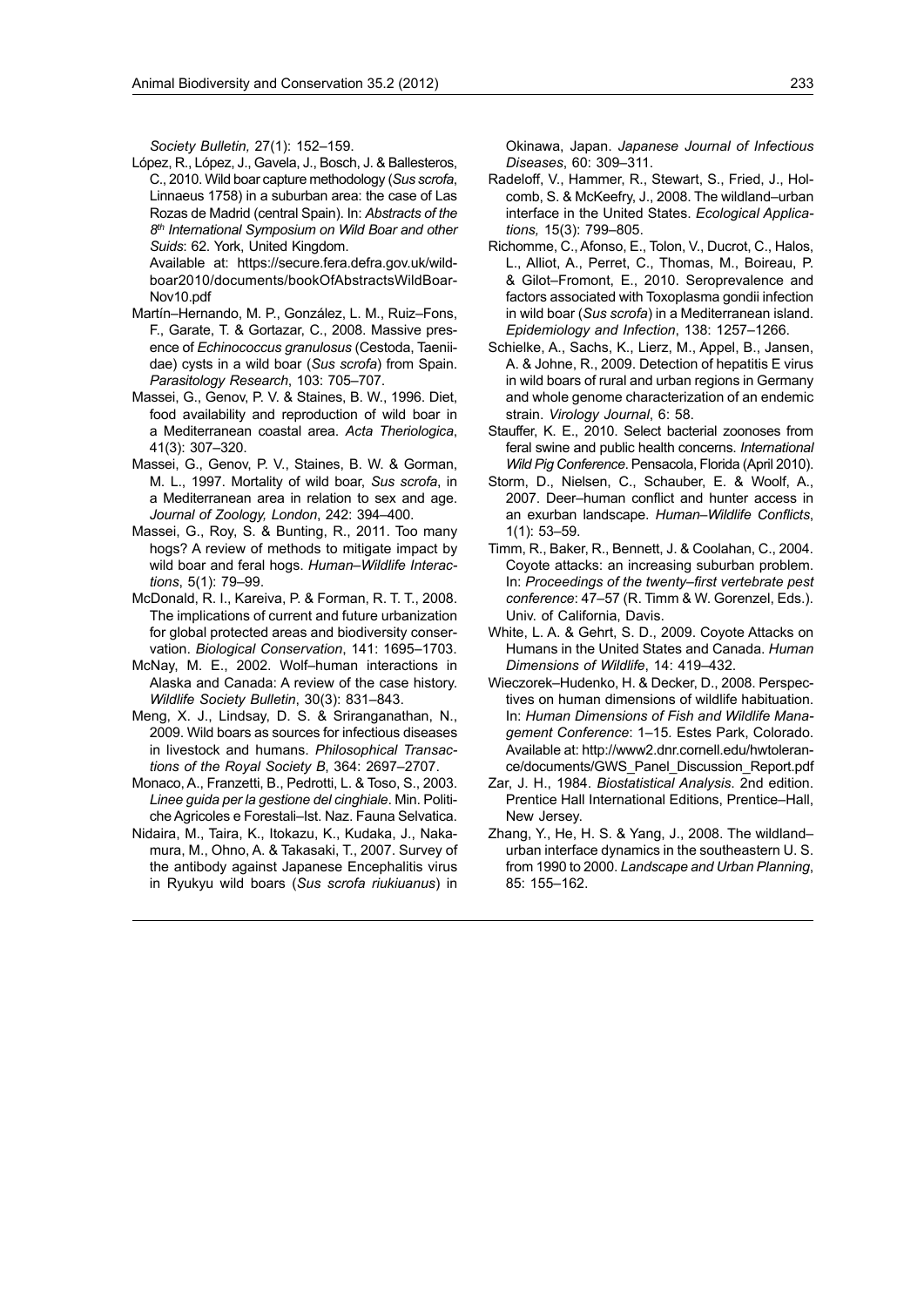*Society Bulletin,* 27(1): 152–159.

López, R., López, J., Gavela, J., Bosch, J. & Ballesteros, C., 2010. Wild boar capture methodology (*Sus scrofa*, Linnaeus 1758) in a suburban area: the case of Las Rozas de Madrid (central Spain). In: *Abstracts of the 8th International Symposium on Wild Boar and other Suids*: 62. York, United Kingdom. Available at: https://secure.fera.defra.gov.uk/wildboar2010/documents/bookOfAbstractsWildBoarNov10.pdf

Martín–Hernando, M. P., González, L. M., Ruiz–Fons, F., Garate, T. & Gortazar, C., 2008. Massive presence of *Echinococcus granulosus* (Cestoda, Taeniidae) cysts in a wild boar (*Sus scrofa*) from Spain. *Parasitology Research*, 103: 705–707.

Massei, G., Genov, P. V. & Staines, B. W., 1996. Diet, food availability and reproduction of wild boar in a Mediterranean coastal area. *Acta Theriologica*, 41(3): 307–320.

Massei, G., Genov, P. V., Staines, B. W. & Gorman, M. L., 1997. Mortality of wild boar, *Sus scrofa*, in a Mediterranean area in relation to sex and age. *Journal of Zoology, London*, 242: 394–400.

Massei, G., Roy, S. & Bunting, R., 2011. Too many hogs? A review of methods to mitigate impact by wild boar and feral hogs. *Human–Wildlife Interactions*, 5(1): 79–99.

McDonald, R. I., Kareiva, P. & Forman, R. T. T., 2008. The implications of current and future urbanization for global protected areas and biodiversity conservation. *Biological Conservation*, 141: 1695–1703.

McNay, M. E., 2002. Wolf–human interactions in Alaska and Canada: A review of the case history. *Wildlife Society Bulletin*, 30(3): 831–843.

Meng, X. J., Lindsay, D. S. & Sriranganathan, N., 2009. Wild boars as sources for infectious diseases in livestock and humans. *Philosophical Transactions of the Royal Society B*, 364: 2697–2707.

Monaco, A., Franzetti, B., Pedrotti, L. & Toso, S., 2003. *Linee guida per la gestione del cinghiale*. Min. Politiche Agricoles e Forestali–Ist. Naz. Fauna Selvatica.

Nidaira, M., Taira, K., Itokazu, K., Kudaka, J., Nakamura, M., Ohno, A. & Takasaki, T., 2007. Survey of the antibody against Japanese Encephalitis virus in Ryukyu wild boars (*Sus scrofa riukiuanus*) in Okinawa, Japan. *Japanese Journal of Infectious Diseases*, 60: 309–311.

Radeloff, V., Hammer, R., Stewart, S., Fried, J., Holcomb, S. & McKeefry, J., 2008. The wildland–urban interface in the United States. *Ecological Applications,* 15(3): 799–805.

Richomme, C., Afonso, E., Tolon, V., Ducrot, C., Halos, L., Alliot, A., Perret, C., Thomas, M., Boireau, P. & Gilot–Fromont, E., 2010. Seroprevalence and factors associated with Toxoplasma gondii infection in wild boar (*Sus scrofa*) in a Mediterranean island. *Epidemiology and Infection*, 138: 1257–1266.

Schielke, A., Sachs, K., Lierz, M., Appel, B., Jansen, A. & Johne, R., 2009. Detection of hepatitis E virus in wild boars of rural and urban regions in Germany and whole genome characterization of an endemic strain. *Virology Journal*, 6: 58.

Stauffer, K. E., 2010. Select bacterial zoonoses from feral swine and public health concerns. *International Wild Pig Conference*. Pensacola, Florida (April 2010).

Storm, D., Nielsen, C., Schauber, E. & Woolf, A., 2007. Deer–human conflict and hunter access in an exurban landscape. *Human–Wildlife Conflicts*, 1(1): 53–59.

Timm, R., Baker, R., Bennett, J. & Coolahan, C., 2004. Coyote attacks: an increasing suburban problem. In: *Proceedings of the twenty–first vertebrate pest conference*: 47–57 (R. Timm & W. Gorenzel, Eds.). Univ. of California, Davis.

White, L. A. & Gehrt, S. D., 2009. Coyote Attacks on Humans in the United States and Canada. *Human Dimensions of Wildlife*, 14: 419–432.

Wieczorek–Hudenko, H. & Decker, D., 2008. Perspectives on human dimensions of wildlife habituation. In: *Human Dimensions of Fish and Wildlife Management Conference*: 1–15. Estes Park, Colorado. Available at: http://www2.dnr.cornell.edu/hwtolerance/documents/GWS_Panel_Discussion_Report.pdf

Zar, J. H., 1984. *Biostatistical Analysis*. 2nd edition. Prentice Hall International Editions, Prentice–Hall, New Jersey.

Zhang, Y., He, H. S. & Yang, J., 2008. The wildland–urban interface dynamics in the southeastern U. S. from 1990 to 2000. *Landscape and Urban Planning*, 85: 155–162.